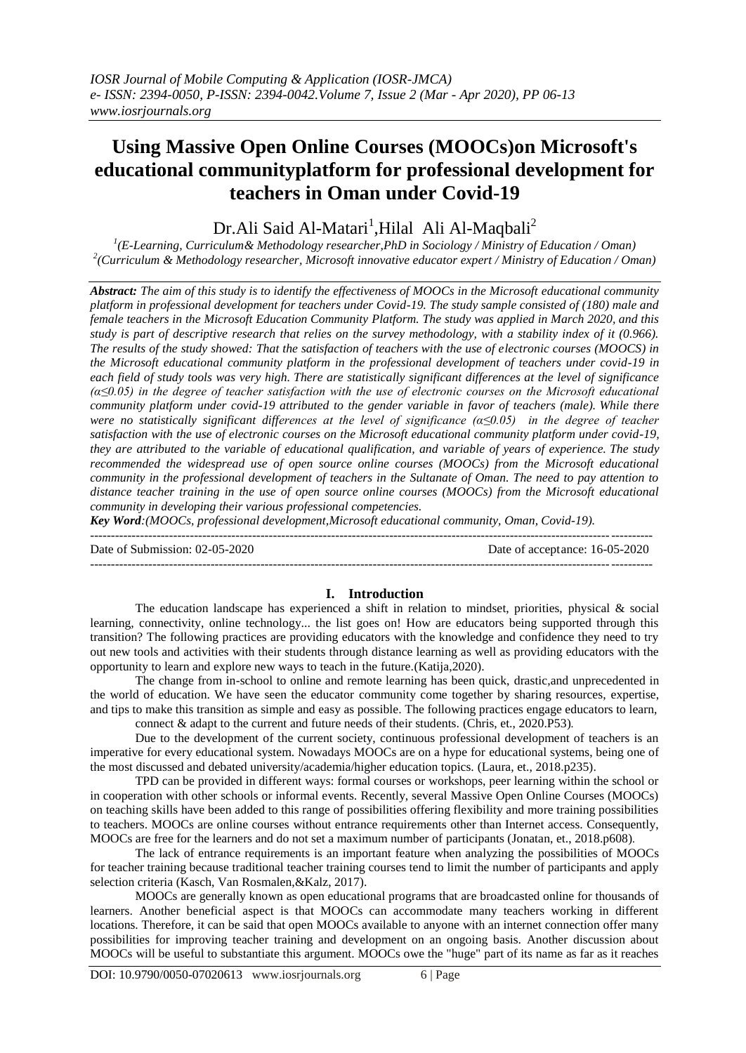# Using Massive Open Online Courses (MOOCs)on Microsoft's educational communityplatform for professional development for teachers in Oman under Covid-19

Dr.Ali Said Al-Matari[1],Hilal Ali Al-Maqbali[2]

[1](E-Learning, Curriculum& Methodology researcher,PhD in Sociology / Ministry of Education / Oman)
[2](Curriculum & Methodology researcher, Microsoft innovative educator expert / Ministry of Education / Oman)

***Abstract:*** *The aim of this study is to identify the effectiveness of MOOCs in the Microsoft educational community platform in professional development for teachers under Covid-19. The study sample consisted of (180) male and female teachers in the Microsoft Education Community Platform. The study was applied in March 2020, and this study is part of descriptive research that relies on the survey methodology, with a stability index of it (0.966). The results of the study showed: That the satisfaction of teachers with the use of electronic courses (MOOCS) in the Microsoft educational community platform in the professional development of teachers under covid-19 in each field of study tools was very high. There are statistically significant differences at the level of significance ($\alpha \leq 0.05$) in the degree of teacher satisfaction with the use of electronic courses on the Microsoft educational community platform under covid-19 attributed to the gender variable in favor of teachers (male). While there were no statistically significant differences at the level of significance ($\alpha \leq 0.05$) in the degree of teacher satisfaction with the use of electronic courses on the Microsoft educational community platform under covid-19, they are attributed to the variable of educational qualification, and variable of years of experience. The study recommended the widespread use of open source online courses (MOOCs) from the Microsoft educational community in the professional development of teachers in the Sultanate of Oman. The need to pay attention to distance teacher training in the use of open source online courses (MOOCs) from the Microsoft educational community in developing their various professional competencies.*

***Key Word****:(MOOCs, professional development,Microsoft educational community, Oman, Covid-19).*

Date of Submission: 02-05-2020 Date of acceptance: 16-05-2020

## I. Introduction

The education landscape has experienced a shift in relation to mindset, priorities, physical & social learning, connectivity, online technology... the list goes on! How are educators being supported through this transition? The following practices are providing educators with the knowledge and confidence they need to try out new tools and activities with their students through distance learning as well as providing educators with the opportunity to learn and explore new ways to teach in the future.(Katija,2020).

The change from in-school to online and remote learning has been quick, drastic,and unprecedented in the world of education. We have seen the educator community come together by sharing resources, expertise, and tips to make this transition as simple and easy as possible. The following practices engage educators to learn, connect & adapt to the current and future needs of their students. (Chris, et., 2020.P53).

Due to the development of the current society, continuous professional development of teachers is an imperative for every educational system. Nowadays MOOCs are on a hype for educational systems, being one of the most discussed and debated university/academia/higher education topics. (Laura, et., 2018.p235).

TPD can be provided in different ways: formal courses or workshops, peer learning within the school or in cooperation with other schools or informal events. Recently, several Massive Open Online Courses (MOOCs) on teaching skills have been added to this range of possibilities offering flexibility and more training possibilities to teachers. MOOCs are online courses without entrance requirements other than Internet access. Consequently, MOOCs are free for the learners and do not set a maximum number of participants (Jonatan, et., 2018.p608).

The lack of entrance requirements is an important feature when analyzing the possibilities of MOOCs for teacher training because traditional teacher training courses tend to limit the number of participants and apply selection criteria (Kasch, Van Rosmalen,&Kalz, 2017).

MOOCs are generally known as open educational programs that are broadcasted online for thousands of learners. Another beneficial aspect is that MOOCs can accommodate many teachers working in different locations. Therefore, it can be said that open MOOCs available to anyone with an internet connection offer many possibilities for improving teacher training and development on an ongoing basis. Another discussion about MOOCs will be useful to substantiate this argument. MOOCs owe the "huge" part of its name as far as it reaches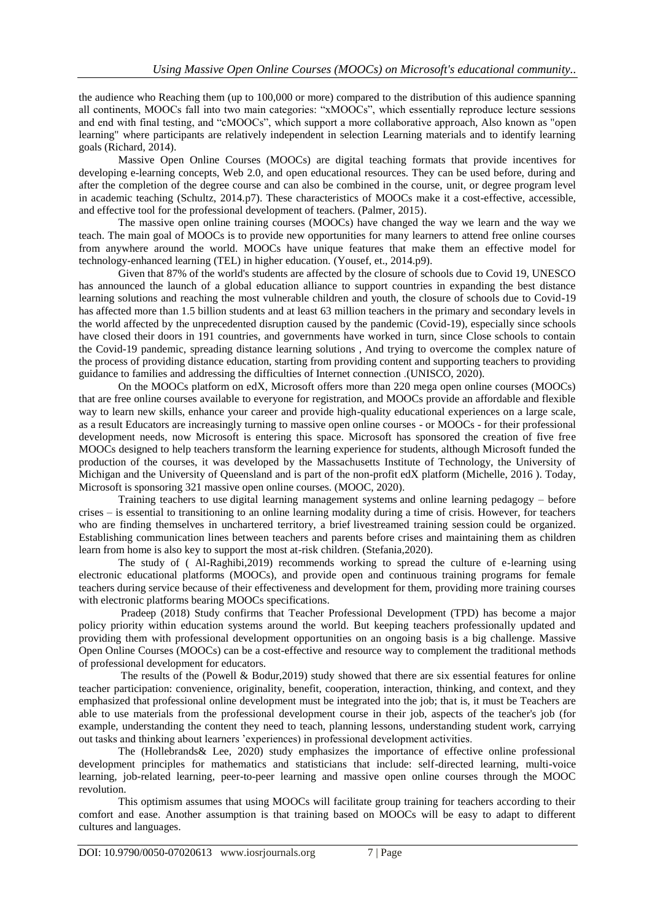the audience who Reaching them (up to 100,000 or more) compared to the distribution of this audience spanning all continents, MOOCs fall into two main categories: "xMOOCs", which essentially reproduce lecture sessions and end with final testing, and "cMOOCs", which support a more collaborative approach, Also known as "open learning" where participants are relatively independent in selection Learning materials and to identify learning goals (Richard, 2014).

Massive Open Online Courses (MOOCs) are digital teaching formats that provide incentives for developing e-learning concepts, Web 2.0, and open educational resources. They can be used before, during and after the completion of the degree course and can also be combined in the course, unit, or degree program level in academic teaching (Schultz, 2014.p7). These characteristics of MOOCs make it a cost-effective, accessible, and effective tool for the professional development of teachers. (Palmer, 2015).

The massive open online training courses (MOOCs) have changed the way we learn and the way we teach. The main goal of MOOCs is to provide new opportunities for many learners to attend free online courses from anywhere around the world. MOOCs have unique features that make them an effective model for technology-enhanced learning (TEL) in higher education. (Yousef, et., 2014.p9).

Given that 87% of the world's students are affected by the closure of schools due to Covid 19, UNESCO has announced the launch of a global education alliance to support countries in expanding the best distance learning solutions and reaching the most vulnerable children and youth, the closure of schools due to Covid-19 has affected more than 1.5 billion students and at least 63 million teachers in the primary and secondary levels in the world affected by the unprecedented disruption caused by the pandemic (Covid-19), especially since schools have closed their doors in 191 countries, and governments have worked in turn, since Close schools to contain the Covid-19 pandemic, spreading distance learning solutions , And trying to overcome the complex nature of the process of providing distance education, starting from providing content and supporting teachers to providing guidance to families and addressing the difficulties of Internet connection .(UNISCO, 2020).

On the MOOCs platform on edX, Microsoft offers more than 220 mega open online courses (MOOCs) that are free online courses available to everyone for registration, and MOOCs provide an affordable and flexible way to learn new skills, enhance your career and provide high-quality educational experiences on a large scale, as a result Educators are increasingly turning to massive open online courses - or MOOCs - for their professional development needs, now Microsoft is entering this space. Microsoft has sponsored the creation of five free MOOCs designed to help teachers transform the learning experience for students, although Microsoft funded the production of the courses, it was developed by the Massachusetts Institute of Technology, the University of Michigan and the University of Queensland and is part of the non-profit edX platform (Michelle, 2016 ). Today, Microsoft is sponsoring 321 massive open online courses. (MOOC, 2020).

Training teachers to use digital learning management systems and online learning pedagogy – before crises – is essential to transitioning to an online learning modality during a time of crisis. However, for teachers who are finding themselves in unchartered territory, a brief livestreamed training session could be organized. Establishing communication lines between teachers and parents before crises and maintaining them as children learn from home is also key to support the most at-risk children. (Stefania,2020).

The study of ( Al-Raghibi,2019) recommends working to spread the culture of e-learning using electronic educational platforms (MOOCs), and provide open and continuous training programs for female teachers during service because of their effectiveness and development for them, providing more training courses with electronic platforms bearing MOOCs specifications.

Pradeep (2018) Study confirms that Teacher Professional Development (TPD) has become a major policy priority within education systems around the world. But keeping teachers professionally updated and providing them with professional development opportunities on an ongoing basis is a big challenge. Massive Open Online Courses (MOOCs) can be a cost-effective and resource way to complement the traditional methods of professional development for educators.

The results of the (Powell & Bodur,2019) study showed that there are six essential features for online teacher participation: convenience, originality, benefit, cooperation, interaction, thinking, and context, and they emphasized that professional online development must be integrated into the job; that is, it must be Teachers are able to use materials from the professional development course in their job, aspects of the teacher's job (for example, understanding the content they need to teach, planning lessons, understanding student work, carrying out tasks and thinking about learners 'experiences) in professional development activities.

The (Hollebrands& Lee, 2020) study emphasizes the importance of effective online professional development principles for mathematics and statisticians that include: self-directed learning, multi-voice learning, job-related learning, peer-to-peer learning and massive open online courses through the MOOC revolution.

This optimism assumes that using MOOCs will facilitate group training for teachers according to their comfort and ease. Another assumption is that training based on MOOCs will be easy to adapt to different cultures and languages.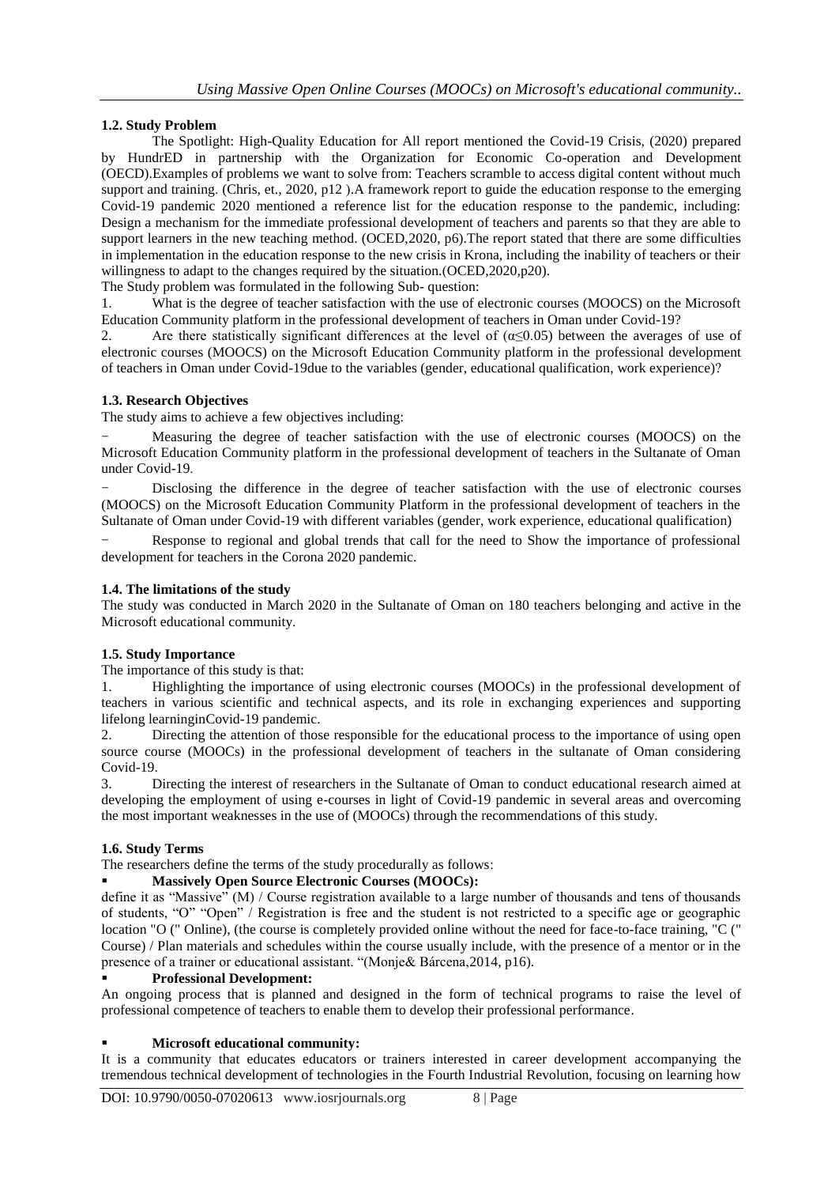### 1.2. Study Problem

The Spotlight: High-Quality Education for All report mentioned the Covid-19 Crisis, (2020) prepared by HundrED in partnership with the Organization for Economic Co-operation and Development (OECD).Examples of problems we want to solve from: Teachers scramble to access digital content without much support and training. (Chris, et., 2020, p12 ).A framework report to guide the education response to the emerging Covid-19 pandemic 2020 mentioned a reference list for the education response to the pandemic, including: Design a mechanism for the immediate professional development of teachers and parents so that they are able to support learners in the new teaching method. (OCED,2020, p6).The report stated that there are some difficulties in implementation in the education response to the new crisis in Krona, including the inability of teachers or their willingness to adapt to the changes required by the situation.(OCED,2020,p20).

The Study problem was formulated in the following Sub- question:

1. What is the degree of teacher satisfaction with the use of electronic courses (MOOCS) on the Microsoft Education Community platform in the professional development of teachers in Oman under Covid-19?
2. Are there statistically significant differences at the level of ($\alpha \leq 0.05$) between the averages of use of electronic courses (MOOCS) on the Microsoft Education Community platform in the professional development of teachers in Oman under Covid-19due to the variables (gender, educational qualification, work experience)?

### 1.3. Research Objectives

The study aims to achieve a few objectives including:

- Measuring the degree of teacher satisfaction with the use of electronic courses (MOOCS) on the Microsoft Education Community platform in the professional development of teachers in the Sultanate of Oman under Covid-19.
- Disclosing the difference in the degree of teacher satisfaction with the use of electronic courses (MOOCS) on the Microsoft Education Community Platform in the professional development of teachers in the Sultanate of Oman under Covid-19 with different variables (gender, work experience, educational qualification)
- Response to regional and global trends that call for the need to Show the importance of professional development for teachers in the Corona 2020 pandemic.

### 1.4. The limitations of the study

The study was conducted in March 2020 in the Sultanate of Oman on 180 teachers belonging and active in the Microsoft educational community.

### 1.5. Study Importance

The importance of this study is that:

1. Highlighting the importance of using electronic courses (MOOCs) in the professional development of teachers in various scientific and technical aspects, and its role in exchanging experiences and supporting lifelong learninginCovid-19 pandemic.
2. Directing the attention of those responsible for the educational process to the importance of using open source course (MOOCs) in the professional development of teachers in the sultanate of Oman considering Covid-19.
3. Directing the interest of researchers in the Sultanate of Oman to conduct educational research aimed at developing the employment of using e-courses in light of Covid-19 pandemic in several areas and overcoming the most important weaknesses in the use of (MOOCs) through the recommendations of this study.

### 1.6. Study Terms

The researchers define the terms of the study procedurally as follows:

- **Massively Open Source Electronic Courses (MOOCs):**

define it as "Massive" (M) / Course registration available to a large number of thousands and tens of thousands of students, "O" "Open" / Registration is free and the student is not restricted to a specific age or geographic location "O (" Online), (the course is completely provided online without the need for face-to-face training, "C (" Course) / Plan materials and schedules within the course usually include, with the presence of a mentor or in the presence of a trainer or educational assistant. "(Monje& Bárcena,2014, p16).

- **Professional Development:**

An ongoing process that is planned and designed in the form of technical programs to raise the level of professional competence of teachers to enable them to develop their professional performance.

- **Microsoft educational community:**

It is a community that educates educators or trainers interested in career development accompanying the tremendous technical development of technologies in the Fourth Industrial Revolution, focusing on learning how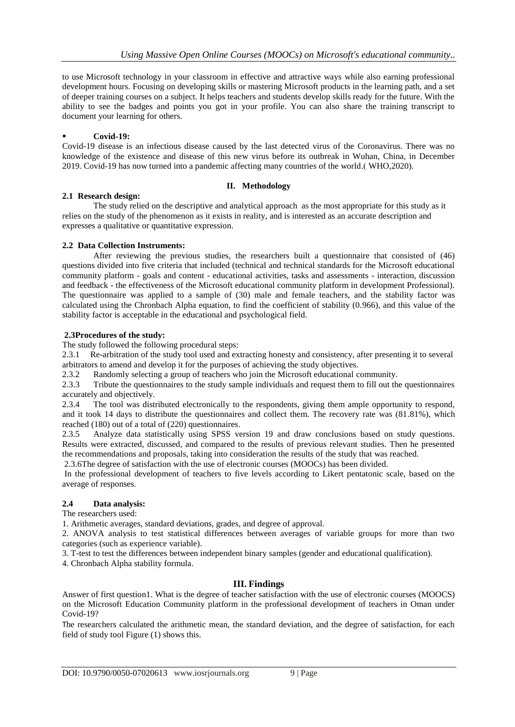to use Microsoft technology in your classroom in effective and attractive ways while also earning professional development hours. Focusing on developing skills or mastering Microsoft products in the learning path, and a set of deeper training courses on a subject. It helps teachers and students develop skills ready for the future. With the ability to see the badges and points you got in your profile. You can also share the training transcript to document your learning for others.

- **Covid-19:**

Covid-19 disease is an infectious disease caused by the last detected virus of the Coronavirus. There was no knowledge of the existence and disease of this new virus before its outbreak in Wuhan, China, in December 2019. Covid-19 has now turned into a pandemic affecting many countries of the world.( WHO,2020).

## II. Methodology

### 2.1 Research design:

The study relied on the descriptive and analytical approach as the most appropriate for this study as it relies on the study of the phenomenon as it exists in reality, and is interested as an accurate description and expresses a qualitative or quantitative expression.

### 2.2 Data Collection Instruments:

After reviewing the previous studies, the researchers built a questionnaire that consisted of (46) questions divided into five criteria that included (technical and technical standards for the Microsoft educational community platform - goals and content - educational activities, tasks and assessments - interaction, discussion and feedback - the effectiveness of the Microsoft educational community platform in development Professional). The questionnaire was applied to a sample of (30) male and female teachers, and the stability factor was calculated using the Chronbach Alpha equation, to find the coefficient of stability (0.966), and this value of the stability factor is acceptable in the educational and psychological field.

### 2.3Procedures of the study:

The study followed the following procedural steps:

2.3.1 Re-arbitration of the study tool used and extracting honesty and consistency, after presenting it to several arbitrators to amend and develop it for the purposes of achieving the study objectives.

2.3.2 Randomly selecting a group of teachers who join the Microsoft educational community.

2.3.3 Tribute the questionnaires to the study sample individuals and request them to fill out the questionnaires accurately and objectively.

2.3.4 The tool was distributed electronically to the respondents, giving them ample opportunity to respond, and it took 14 days to distribute the questionnaires and collect them. The recovery rate was (81.81%), which reached (180) out of a total of (220) questionnaires.

2.3.5 Analyze data statistically using SPSS version 19 and draw conclusions based on study questions. Results were extracted, discussed, and compared to the results of previous relevant studies. Then he presented the recommendations and proposals, taking into consideration the results of the study that was reached.

2.3.6The degree of satisfaction with the use of electronic courses (MOOCs) has been divided.

In the professional development of teachers to five levels according to Likert pentatonic scale, based on the average of responses.

### 2.4 Data analysis:

The researchers used:

1. Arithmetic averages, standard deviations, grades, and degree of approval.
2. ANOVA analysis to test statistical differences between averages of variable groups for more than two categories (such as experience variable).
3. T-test to test the differences between independent binary samples (gender and educational qualification).
4. Chronbach Alpha stability formula.

## III. Findings

Answer of first question1. What is the degree of teacher satisfaction with the use of electronic courses (MOOCS) on the Microsoft Education Community platform in the professional development of teachers in Oman under Covid-19?

The researchers calculated the arithmetic mean, the standard deviation, and the degree of satisfaction, for each field of study tool Figure (1) shows this.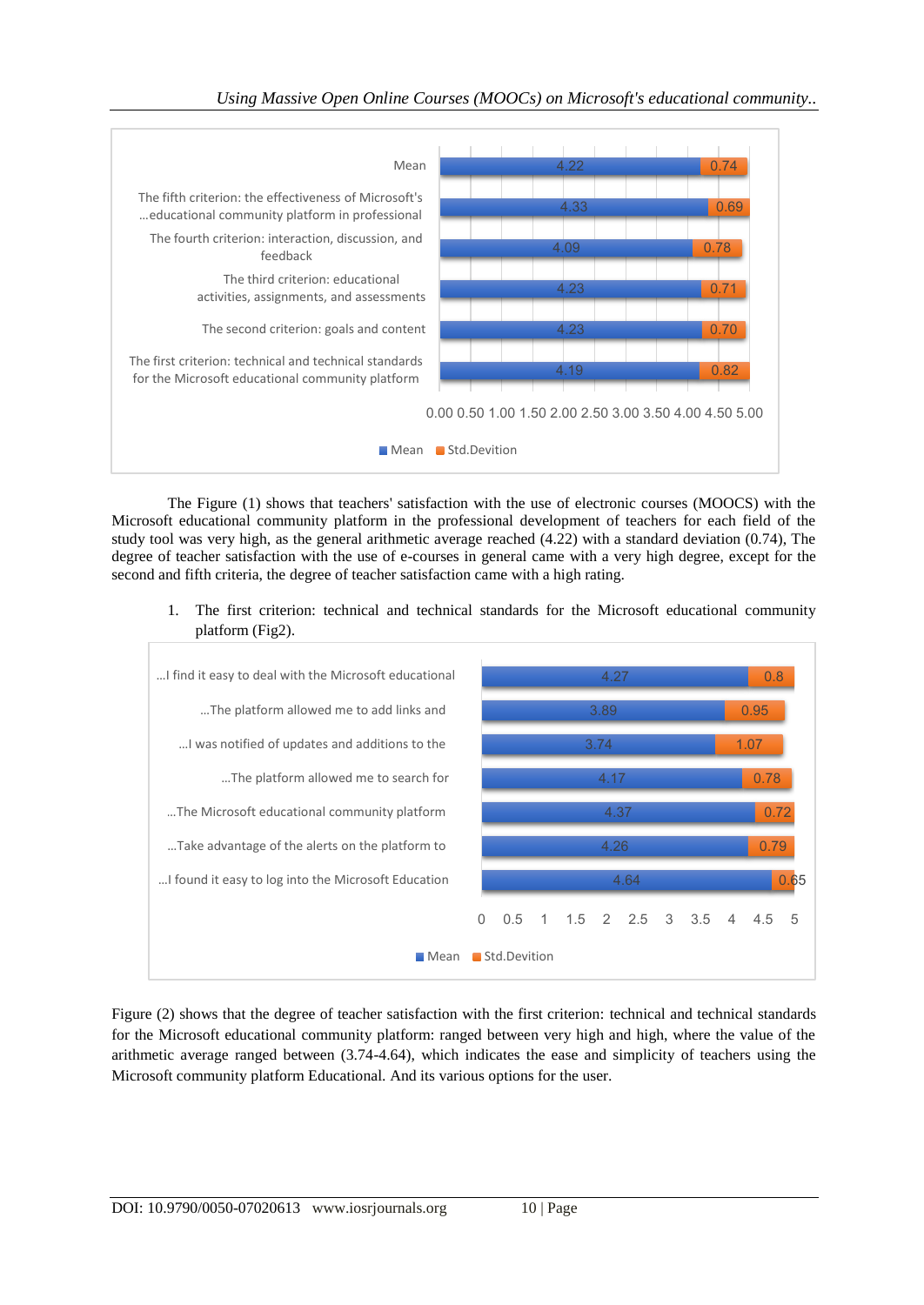| | Mean | Std.Devition |
|---|---|---|
| Mean | 4.22 | 0.74 |
| The fifth criterion: the effectiveness of Microsoft's ...educational community platform in professional | 4.33 | 0.69 |
| The fourth criterion: interaction, discussion, and feedback | 4.09 | 0.78 |
| The third criterion: educational activities, assignments, and assessments | 4.23 | 0.71 |
| The second criterion: goals and content | 4.23 | 0.70 |
| The first criterion: technical and technical standards for the Microsoft educational community platform | 4.19 | 0.82 |

The Figure (1) shows that teachers' satisfaction with the use of electronic courses (MOOCS) with the Microsoft educational community platform in the professional development of teachers for each field of the study tool was very high, as the general arithmetic average reached (4.22) with a standard deviation (0.74), The degree of teacher satisfaction with the use of e-courses in general came with a very high degree, except for the second and fifth criteria, the degree of teacher satisfaction came with a high rating.

1. The first criterion: technical and technical standards for the Microsoft educational community platform (Fig2).

| | Mean | Std.Devition |
|---|---|---|
| ...I find it easy to deal with the Microsoft educational | 4.27 | 0.8 |
| ...The platform allowed me to add links and | 3.89 | 0.95 |
| ...I was notified of updates and additions to the | 3.74 | 1.07 |
| ...The platform allowed me to search for | 4.17 | 0.78 |
| ...The Microsoft educational community platform | 4.37 | 0.72 |
| ...Take advantage of the alerts on the platform to | 4.26 | 0.79 |
| ...I found it easy to log into the Microsoft Education | 4.64 | 0.65 |

Figure (2) shows that the degree of teacher satisfaction with the first criterion: technical and technical standards for the Microsoft educational community platform: ranged between very high and high, where the value of the arithmetic average ranged between (3.74-4.64), which indicates the ease and simplicity of teachers using the Microsoft community platform Educational. And its various options for the user.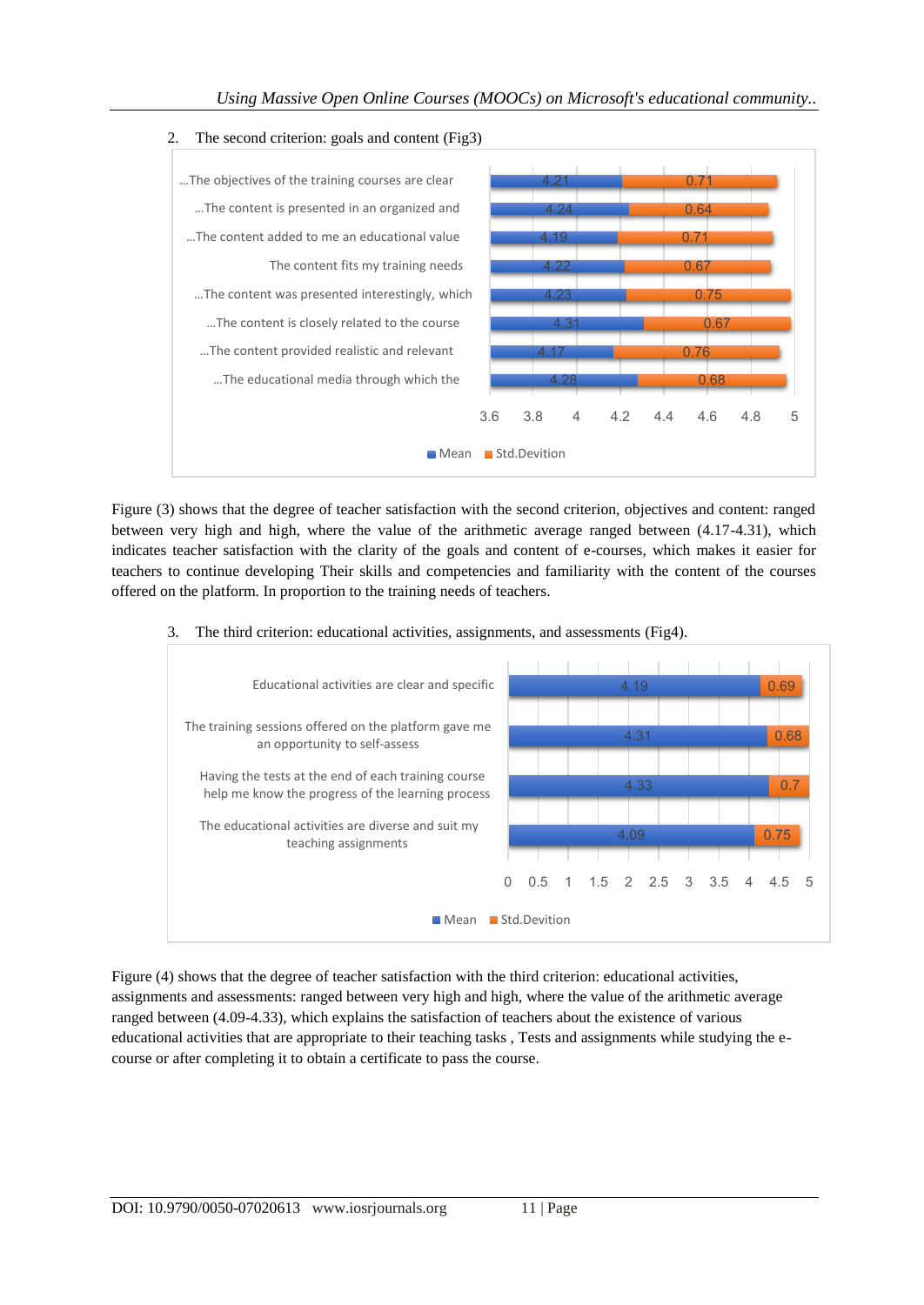2. The second criterion: goals and content (Fig3)

| Item | Mean | Std.Devition |
|---|---|---|
| ...The objectives of the training courses are clear | 4.21 | 0.71 |
| ...The content is presented in an organized and | 4.24 | 0.64 |
| ...The content added to me an educational value | 4.19 | 0.71 |
| The content fits my training needs | 4.22 | 0.67 |
| ...The content was presented interestingly, which | 4.23 | 0.75 |
| ...The content is closely related to the course | 4.31 | 0.67 |
| ...The content provided realistic and relevant | 4.17 | 0.76 |
| ...The educational media through which the | 4.28 | 0.68 |

Figure (3) shows that the degree of teacher satisfaction with the second criterion, objectives and content: ranged between very high and high, where the value of the arithmetic average ranged between (4.17-4.31), which indicates teacher satisfaction with the clarity of the goals and content of e-courses, which makes it easier for teachers to continue developing Their skills and competencies and familiarity with the content of the courses offered on the platform. In proportion to the training needs of teachers.

3. The third criterion: educational activities, assignments, and assessments (Fig4).

| Item | Mean | Std.Devition |
|---|---|---|
| Educational activities are clear and specific | 4.19 | 0.69 |
| The training sessions offered on the platform gave me an opportunity to self-assess | 4.31 | 0.68 |
| Having the tests at the end of each training course help me know the progress of the learning process | 4.33 | 0.7 |
| The educational activities are diverse and suit my teaching assignments | 4.09 | 0.75 |

Figure (4) shows that the degree of teacher satisfaction with the third criterion: educational activities, assignments and assessments: ranged between very high and high, where the value of the arithmetic average ranged between (4.09-4.33), which explains the satisfaction of teachers about the existence of various educational activities that are appropriate to their teaching tasks , Tests and assignments while studying the e-course or after completing it to obtain a certificate to pass the course.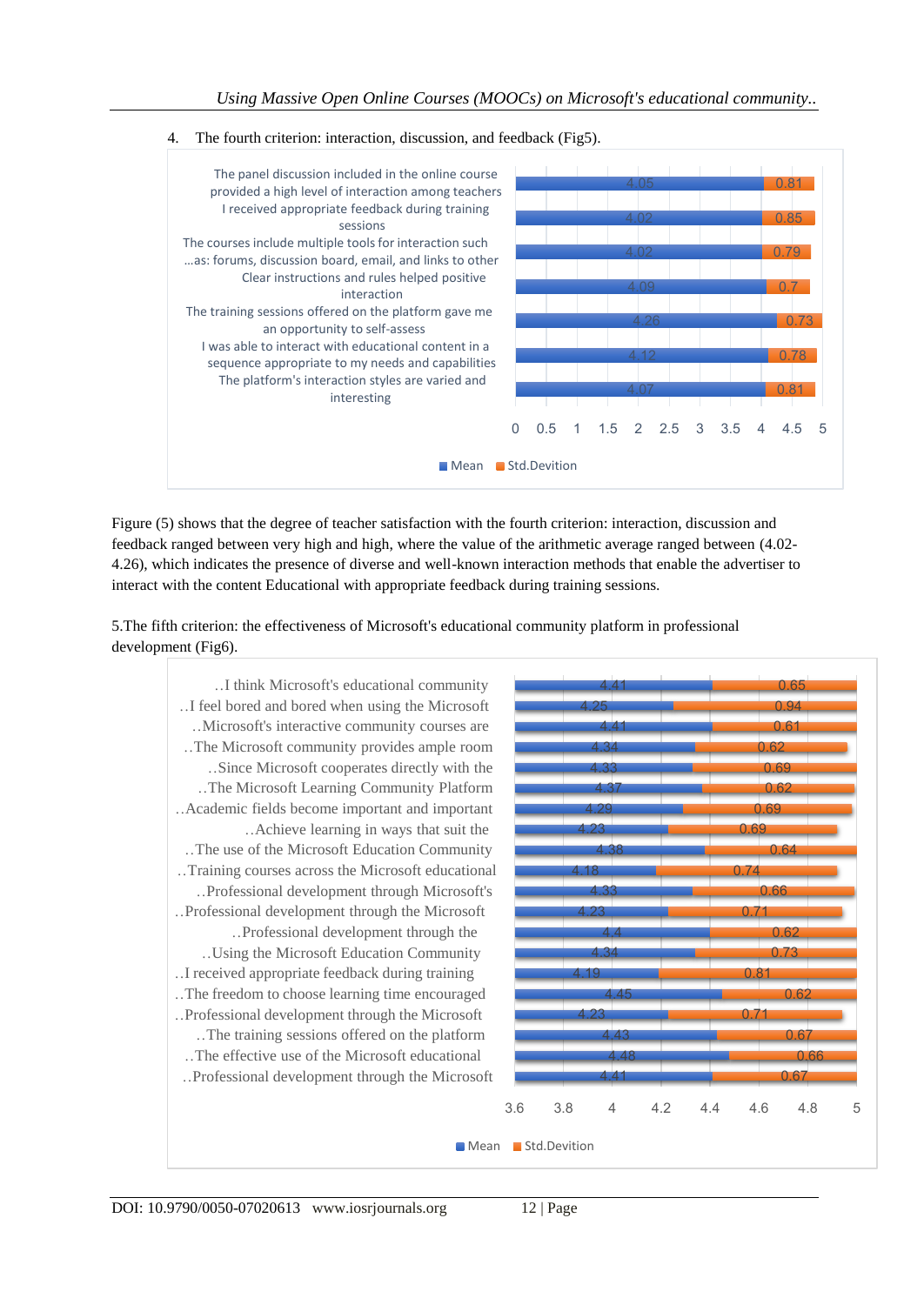4. The fourth criterion: interaction, discussion, and feedback (Fig5).

| Item | Mean | Std.Devition |
|---|---|---|
| The panel discussion included in the online course provided a high level of interaction among teachers | 4.05 | 0.81 |
| I received appropriate feedback during training sessions | 4.02 | 0.85 |
| The courses include multiple tools for interaction such …as: forums, discussion board, email, and links to other | 4.02 | 0.79 |
| Clear instructions and rules helped positive interaction | 4.09 | 0.7 |
| The training sessions offered on the platform gave me an opportunity to self-assess | 4.26 | 0.73 |
| I was able to interact with educational content in a sequence appropriate to my needs and capabilities | 4.12 | 0.78 |
| The platform's interaction styles are varied and interesting | 4.07 | 0.81 |

Figure (5) shows that the degree of teacher satisfaction with the fourth criterion: interaction, discussion and feedback ranged between very high and high, where the value of the arithmetic average ranged between (4.02-4.26), which indicates the presence of diverse and well-known interaction methods that enable the advertiser to interact with the content Educational with appropriate feedback during training sessions.

5.The fifth criterion: the effectiveness of Microsoft's educational community platform in professional development (Fig6).

| Item | Mean | Std.Devition |
|---|---|---|
| ..I think Microsoft's educational community | 4.41 | 0.65 |
| ..I feel bored and bored when using the Microsoft | 4.25 | 0.94 |
| ..Microsoft's interactive community courses are | 4.41 | 0.61 |
| ..The Microsoft community provides ample room | 4.34 | 0.62 |
| ..Since Microsoft cooperates directly with the | 4.33 | 0.69 |
| ..The Microsoft Learning Community Platform | 4.37 | 0.62 |
| ..Academic fields become important and important | 4.29 | 0.69 |
| ..Achieve learning in ways that suit the | 4.23 | 0.69 |
| ..The use of the Microsoft Education Community | 4.38 | 0.64 |
| ..Training courses across the Microsoft educational | 4.18 | 0.74 |
| ..Professional development through Microsoft's | 4.33 | 0.66 |
| ..Professional development through the Microsoft | 4.23 | 0.71 |
| ..Professional development through the | 4.4 | 0.62 |
| ..Using the Microsoft Education Community | 4.34 | 0.73 |
| ..I received appropriate feedback during training | 4.19 | 0.81 |
| ..The freedom to choose learning time encouraged | 4.45 | 0.62 |
| ..Professional development through the Microsoft | 4.23 | 0.71 |
| ..The training sessions offered on the platform | 4.43 | 0.67 |
| ..The effective use of the Microsoft educational | 4.48 | 0.66 |
| ..Professional development through the Microsoft | 4.41 | 0.67 |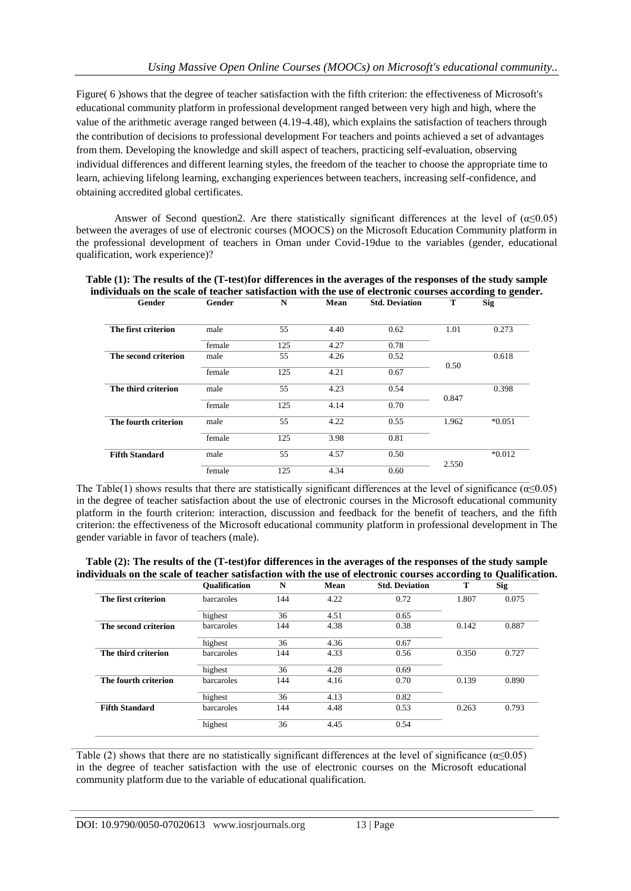Figure( 6 )shows that the degree of teacher satisfaction with the fifth criterion: the effectiveness of Microsoft's educational community platform in professional development ranged between very high and high, where the value of the arithmetic average ranged between (4.19-4.48), which explains the satisfaction of teachers through the contribution of decisions to professional development For teachers and points achieved a set of advantages from them. Developing the knowledge and skill aspect of teachers, practicing self-evaluation, observing individual differences and different learning styles, the freedom of the teacher to choose the appropriate time to learn, achieving lifelong learning, exchanging experiences between teachers, increasing self-confidence, and obtaining accredited global certificates.

Answer of Second question2. Are there statistically significant differences at the level of ($\alpha \leq 0.05$) between the averages of use of electronic courses (MOOCS) on the Microsoft Education Community platform in the professional development of teachers in Oman under Covid-19due to the variables (gender, educational qualification, work experience)?

**Table (1): The results of the (T-test)for differences in the averages of the responses of the study sample individuals on the scale of teacher satisfaction with the use of electronic courses according to gender.**

| Gender | Gender | N | Mean | Std. Deviation | T | Sig |
|---|---|---|---|---|---|---|
| **The first criterion** | male | 55 | 4.40 | 0.62 | 1.01 | 0.273 |
| | female | 125 | 4.27 | 0.78 | | |
| **The second criterion** | male | 55 | 4.26 | 0.52 | 0.50 | 0.618 |
| | female | 125 | 4.21 | 0.67 | | |
| **The third criterion** | male | 55 | 4.23 | 0.54 | 0.847 | 0.398 |
| | female | 125 | 4.14 | 0.70 | | |
| **The fourth criterion** | male | 55 | 4.22 | 0.55 | 1.962 | *0.051 |
| | female | 125 | 3.98 | 0.81 | | |
| **Fifth Standard** | male | 55 | 4.57 | 0.50 | 2.550 | *0.012 |
| | female | 125 | 4.34 | 0.60 | | |

The Table(1) shows results that there are statistically significant differences at the level of significance ($\alpha \leq 0.05$) in the degree of teacher satisfaction about the use of electronic courses in the Microsoft educational community platform in the fourth criterion: interaction, discussion and feedback for the benefit of teachers, and the fifth criterion: the effectiveness of the Microsoft educational community platform in professional development in The gender variable in favor of teachers (male).

**Table (2): The results of the (T-test)for differences in the averages of the responses of the study sample individuals on the scale of teacher satisfaction with the use of electronic courses according to Qualification.**

| | Qualification | N | Mean | Std. Deviation | T | Sig |
|---|---|---|---|---|---|---|
| **The first criterion** | barcaroles | 144 | 4.22 | 0.72 | 1.807 | 0.075 |
| | highest | 36 | 4.51 | 0.65 | | |
| **The second criterion** | barcaroles | 144 | 4.38 | 0.38 | 0.142 | 0.887 |
| | highest | 36 | 4.36 | 0.67 | | |
| **The third criterion** | barcaroles | 144 | 4.33 | 0.56 | 0.350 | 0.727 |
| | highest | 36 | 4.28 | 0.69 | | |
| **The fourth criterion** | barcaroles | 144 | 4.16 | 0.70 | 0.139 | 0.890 |
| | highest | 36 | 4.13 | 0.82 | | |
| **Fifth Standard** | barcaroles | 144 | 4.48 | 0.53 | 0.263 | 0.793 |
| | highest | 36 | 4.45 | 0.54 | | |

Table (2) shows that there are no statistically significant differences at the level of significance ($\alpha \leq 0.05$) in the degree of teacher satisfaction with the use of electronic courses on the Microsoft educational community platform due to the variable of educational qualification.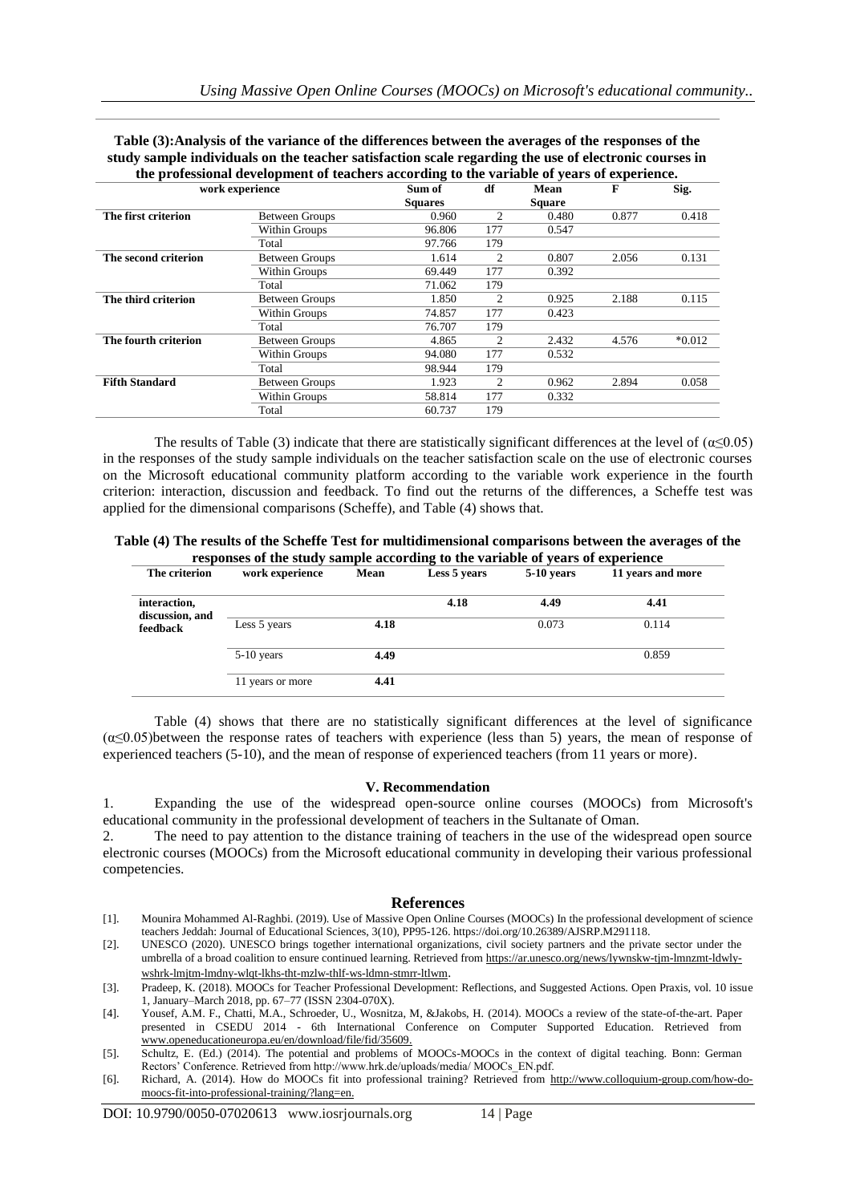**Table (3):Analysis of the variance of the differences between the averages of the responses of the study sample individuals on the teacher satisfaction scale regarding the use of electronic courses in the professional development of teachers according to the variable of years of experience.**

| work experience | | Sum of Squares | df | Mean Square | F | Sig. |
|---|---|---|---|---|---|---|
| **The first criterion** | Between Groups | 0.960 | 2 | 0.480 | 0.877 | 0.418 |
| | Within Groups | 96.806 | 177 | 0.547 | | |
| | Total | 97.766 | 179 | | | |
| **The second criterion** | Between Groups | 1.614 | 2 | 0.807 | 2.056 | 0.131 |
| | Within Groups | 69.449 | 177 | 0.392 | | |
| | Total | 71.062 | 179 | | | |
| **The third criterion** | Between Groups | 1.850 | 2 | 0.925 | 2.188 | 0.115 |
| | Within Groups | 74.857 | 177 | 0.423 | | |
| | Total | 76.707 | 179 | | | |
| **The fourth criterion** | Between Groups | 4.865 | 2 | 2.432 | 4.576 | *0.012 |
| | Within Groups | 94.080 | 177 | 0.532 | | |
| | Total | 98.944 | 179 | | | |
| **Fifth Standard** | Between Groups | 1.923 | 2 | 0.962 | 2.894 | 0.058 |
| | Within Groups | 58.814 | 177 | 0.332 | | |
| | Total | 60.737 | 179 | | | |

The results of Table (3) indicate that there are statistically significant differences at the level of ($\alpha \leq 0.05$) in the responses of the study sample individuals on the teacher satisfaction scale on the use of electronic courses on the Microsoft educational community platform according to the variable work experience in the fourth criterion: interaction, discussion and feedback. To find out the returns of the differences, a Scheffe test was applied for the dimensional comparisons (Scheffe), and Table (4) shows that.

**Table (4) The results of the Scheffe Test for multidimensional comparisons between the averages of the responses of the study sample according to the variable of years of experience**

| The criterion | work experience | Mean | Less 5 years | 5-10 years | 11 years and more |
|---|---|---|---|---|---|
| **interaction, discussion, and feedback** | | | **4.18** | **4.49** | **4.41** |
| | Less 5 years | **4.18** | | 0.073 | 0.114 |
| | 5-10 years | **4.49** | | | 0.859 |
| | 11 years or more | **4.41** | | | |

Table (4) shows that there are no statistically significant differences at the level of significance ($\alpha \leq 0.05$)between the response rates of teachers with experience (less than 5) years, the mean of response of experienced teachers (5-10), and the mean of response of experienced teachers (from 11 years or more).

## V. Recommendation

1. Expanding the use of the widespread open-source online courses (MOOCs) from Microsoft's educational community in the professional development of teachers in the Sultanate of Oman.
2. The need to pay attention to the distance training of teachers in the use of the widespread open source electronic courses (MOOCs) from the Microsoft educational community in developing their various professional competencies.

## References

[1]. Mounira Mohammed Al-Raghbi. (2019). Use of Massive Open Online Courses (MOOCs) In the professional development of science teachers Jeddah: Journal of Educational Sciences, 3(10), PP95-126. https://doi.org/10.26389/AJSRP.M291118.

[2]. UNESCO (2020). UNESCO brings together international organizations, civil society partners and the private sector under the umbrella of a broad coalition to ensure continued learning. Retrieved from https://ar.unesco.org/news/lywnskw-tjm-lmnzmt-ldwly-wshrk-lmjtm-lmdny-wlqt-lkhs-tht-mzlw-thlf-ws-ldmn-stmrr-ltlwm.

[3]. Pradeep, K. (2018). MOOCs for Teacher Professional Development: Reflections, and Suggested Actions. Open Praxis, vol. 10 issue 1, January–March 2018, pp. 67–77 (ISSN 2304-070X).

[4]. Yousef, A.M. F., Chatti, M.A., Schroeder, U., Wosnitza, M, &Jakobs, H. (2014). MOOCs a review of the state-of-the-art. Paper presented in CSEDU 2014 - 6th International Conference on Computer Supported Education. Retrieved from www.openeducationeuropa.eu/en/download/file/fid/35609.

[5]. Schultz, E. (Ed.) (2014). The potential and problems of MOOCs-MOOCs in the context of digital teaching. Bonn: German Rectors' Conference. Retrieved from http://www.hrk.de/uploads/media/ MOOCs_EN.pdf.

[6]. Richard, A. (2014). How do MOOCs fit into professional training? Retrieved from http://www.colloquium-group.com/how-do-moocs-fit-into-professional-training/?lang=en.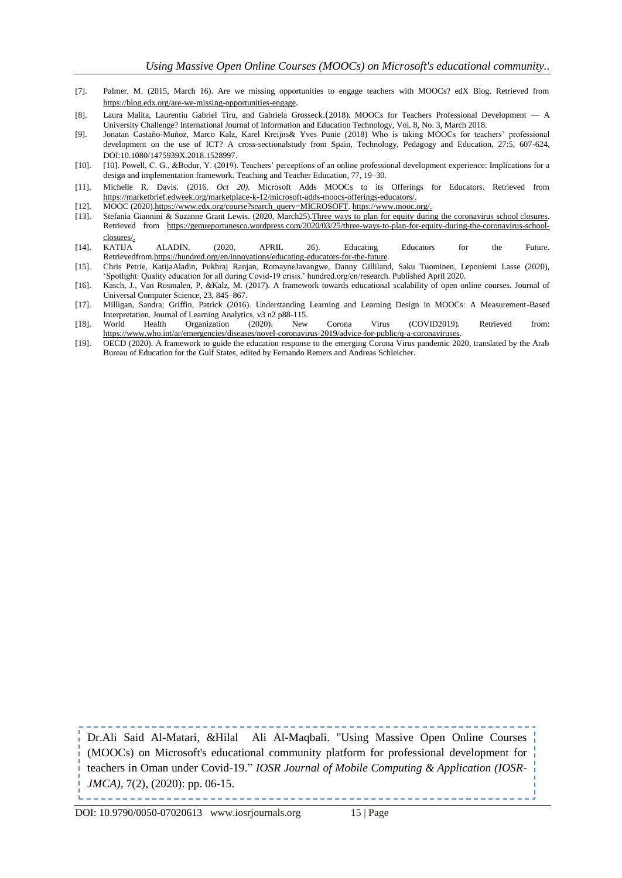[7]. Palmer, M. (2015, March 16). Are we missing opportunities to engage teachers with MOOCs? edX Blog. Retrieved from https://blog.edx.org/are-we-missing-opportunities-engage.

[8]. Laura Malita, Laurentiu Gabriel Tiru, and Gabriela Grosseck.(2018). MOOCs for Teachers Professional Development — A University Challenge? International Journal of Information and Education Technology, Vol. 8, No. 3, March 2018.

[9]. Jonatan Castaño-Muñoz, Marco Kalz, Karel Kreijns& Yves Punie (2018) Who is taking MOOCs for teachers' professional development on the use of ICT? A cross-sectionalstudy from Spain, Technology, Pedagogy and Education, 27:5, 607-624, DOI:10.1080/1475939X.2018.1528997.

[10]. [10]. Powell, C. G., &Bodur, Y. (2019). Teachers' perceptions of an online professional development experience: Implications for a design and implementation framework. Teaching and Teacher Education, 77, 19–30.

[11]. Michelle R. Davis. (2016. *Oct 20).* Microsoft Adds MOOCs to its Offerings for Educators. Retrieved from https://marketbrief.edweek.org/marketplace-k-12/microsoft-adds-moocs-offerings-educators/.

[12]. MOOC (2020).https://www.edx.org/course?search_query=MICROSOFT. https://www.mooc.org/.

[13]. Stefania Giannini & Suzanne Grant Lewis. (2020, March25).Three ways to plan for equity during the coronavirus school closures. Retrieved from https://gemreportunesco.wordpress.com/2020/03/25/three-ways-to-plan-for-equity-during-the-coronavirus-school-closures/.

[14]. KATIJA ALADIN. (2020, APRIL 26). Educating Educators for the Future. Retrievedfrom.https://hundred.org/en/innovations/educating-educators-for-the-future.

[15]. Chris Petrie, KatijaAladin, Pukhraj Ranjan, RomayneJavangwe, Danny Gilliland, Saku Tuominen, Leponiemi Lasse (2020), 'Spotlight: Quality education for all during Covid-19 crisis.' hundred.org/en/research. Published April 2020.

[16]. Kasch, J., Van Rosmalen, P, &Kalz, M. (2017). A framework towards educational scalability of open online courses. Journal of Universal Computer Science, 23, 845–867.

[17]. Milligan, Sandra; Griffin, Patrick (2016). Understanding Learning and Learning Design in MOOCs: A Measurement-Based Interpretation. Journal of Learning Analytics, v3 n2 p88-115.

[18]. World Health Organization (2020). New Corona Virus (COVID2019). Retrieved from: https://www.who.int/ar/emergencies/diseases/novel-coronavirus-2019/advice-for-public/q-a-coronaviruses.

[19]. OECD (2020). A framework to guide the education response to the emerging Corona Virus pandemic 2020, translated by the Arab Bureau of Education for the Gulf States, edited by Fernando Remers and Andreas Schleicher.

Dr.Ali Said Al-Matari, &Hilal Ali Al-Maqbali. "Using Massive Open Online Courses (MOOCs) on Microsoft's educational community platform for professional development for teachers in Oman under Covid-19." *IOSR Journal of Mobile Computing & Application (IOSR-JMCA)*, 7(2), (2020): pp. 06-15.